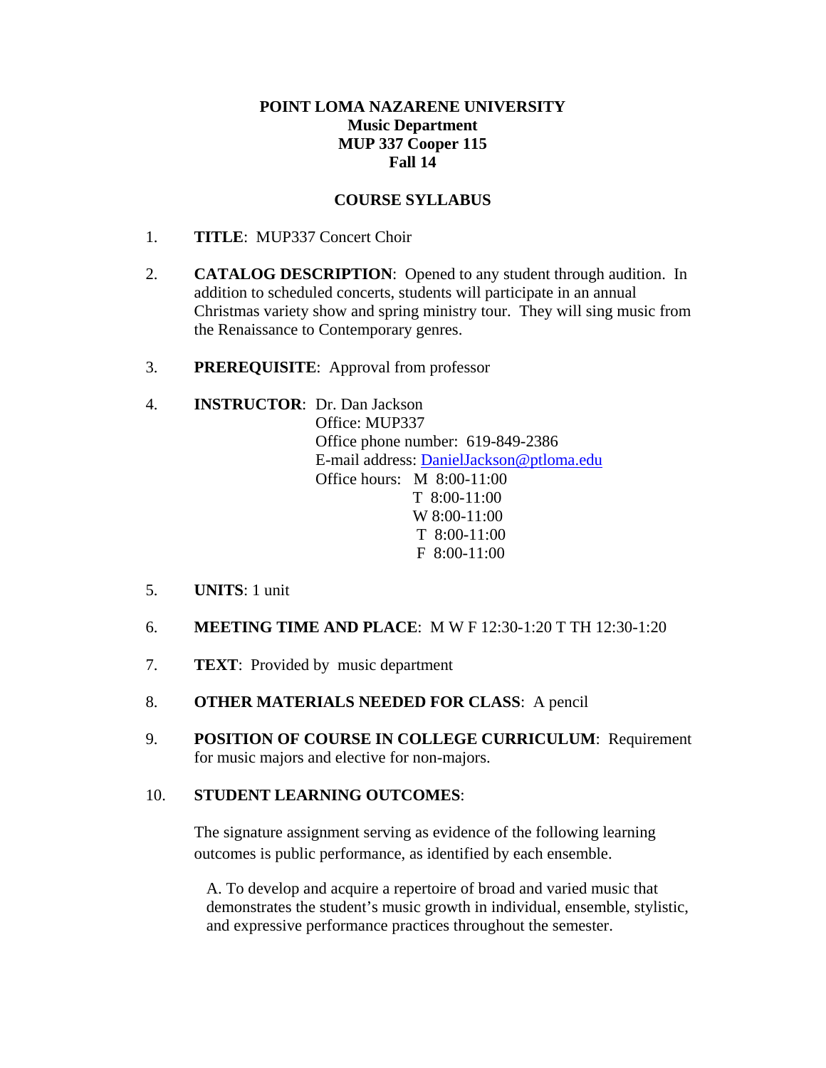**POINT LOMA NAZARENE UNIVERSITY**
**Music Department**
**MUP 337 Cooper 115**
**Fall 14**

**COURSE SYLLABUS**

1. **TITLE**: MUP337 Concert Choir

2. **CATALOG DESCRIPTION**: Opened to any student through audition. In addition to scheduled concerts, students will participate in an annual Christmas variety show and spring ministry tour. They will sing music from the Renaissance to Contemporary genres.

3. **PREREQUISITE**: Approval from professor

4. **INSTRUCTOR**: Dr. Dan Jackson
   Office: MUP337
   Office phone number: 619-849-2386
   E-mail address: DanielJackson@ptloma.edu
   Office hours: M 8:00-11:00
   T 8:00-11:00
   W 8:00-11:00
   T 8:00-11:00
   F 8:00-11:00

5. **UNITS**: 1 unit

6. **MEETING TIME AND PLACE**: M W F 12:30-1:20 T TH 12:30-1:20

7. **TEXT**: Provided by music department

8. **OTHER MATERIALS NEEDED FOR CLASS**: A pencil

9. **POSITION OF COURSE IN COLLEGE CURRICULUM**: Requirement for music majors and elective for non-majors.

10. **STUDENT LEARNING OUTCOMES**:

    The signature assignment serving as evidence of the following learning outcomes is public performance, as identified by each ensemble.

    A. To develop and acquire a repertoire of broad and varied music that demonstrates the student's music growth in individual, ensemble, stylistic, and expressive performance practices throughout the semester.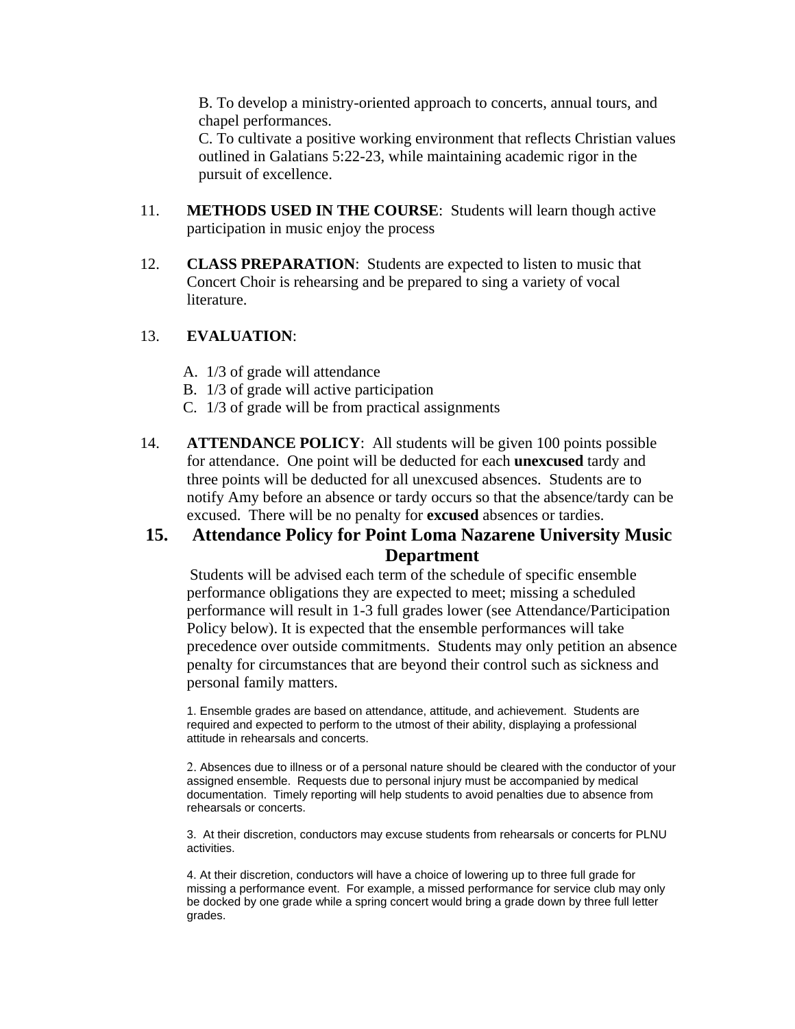B. To develop a ministry-oriented approach to concerts, annual tours, and chapel performances.
C. To cultivate a positive working environment that reflects Christian values outlined in Galatians 5:22-23, while maintaining academic rigor in the pursuit of excellence.

11. **METHODS USED IN THE COURSE**: Students will learn though active participation in music enjoy the process

12. **CLASS PREPARATION**: Students are expected to listen to music that Concert Choir is rehearsing and be prepared to sing a variety of vocal literature.

13. **EVALUATION**:

    A. 1/3 of grade will attendance
    B. 1/3 of grade will active participation
    C. 1/3 of grade will be from practical assignments

14. **ATTENDANCE POLICY**: All students will be given 100 points possible for attendance. One point will be deducted for each **unexcused** tardy and three points will be deducted for all unexcused absences. Students are to notify Amy before an absence or tardy occurs so that the absence/tardy can be excused. There will be no penalty for **excused** absences or tardies.

## 15. Attendance Policy for Point Loma Nazarene University Music Department

Students will be advised each term of the schedule of specific ensemble performance obligations they are expected to meet; missing a scheduled performance will result in 1-3 full grades lower (see Attendance/Participation Policy below). It is expected that the ensemble performances will take precedence over outside commitments. Students may only petition an absence penalty for circumstances that are beyond their control such as sickness and personal family matters.

1. Ensemble grades are based on attendance, attitude, and achievement. Students are required and expected to perform to the utmost of their ability, displaying a professional attitude in rehearsals and concerts.

2. Absences due to illness or of a personal nature should be cleared with the conductor of your assigned ensemble. Requests due to personal injury must be accompanied by medical documentation. Timely reporting will help students to avoid penalties due to absence from rehearsals or concerts.

3. At their discretion, conductors may excuse students from rehearsals or concerts for PLNU activities.

4. At their discretion, conductors will have a choice of lowering up to three full grade for missing a performance event. For example, a missed performance for service club may only be docked by one grade while a spring concert would bring a grade down by three full letter grades.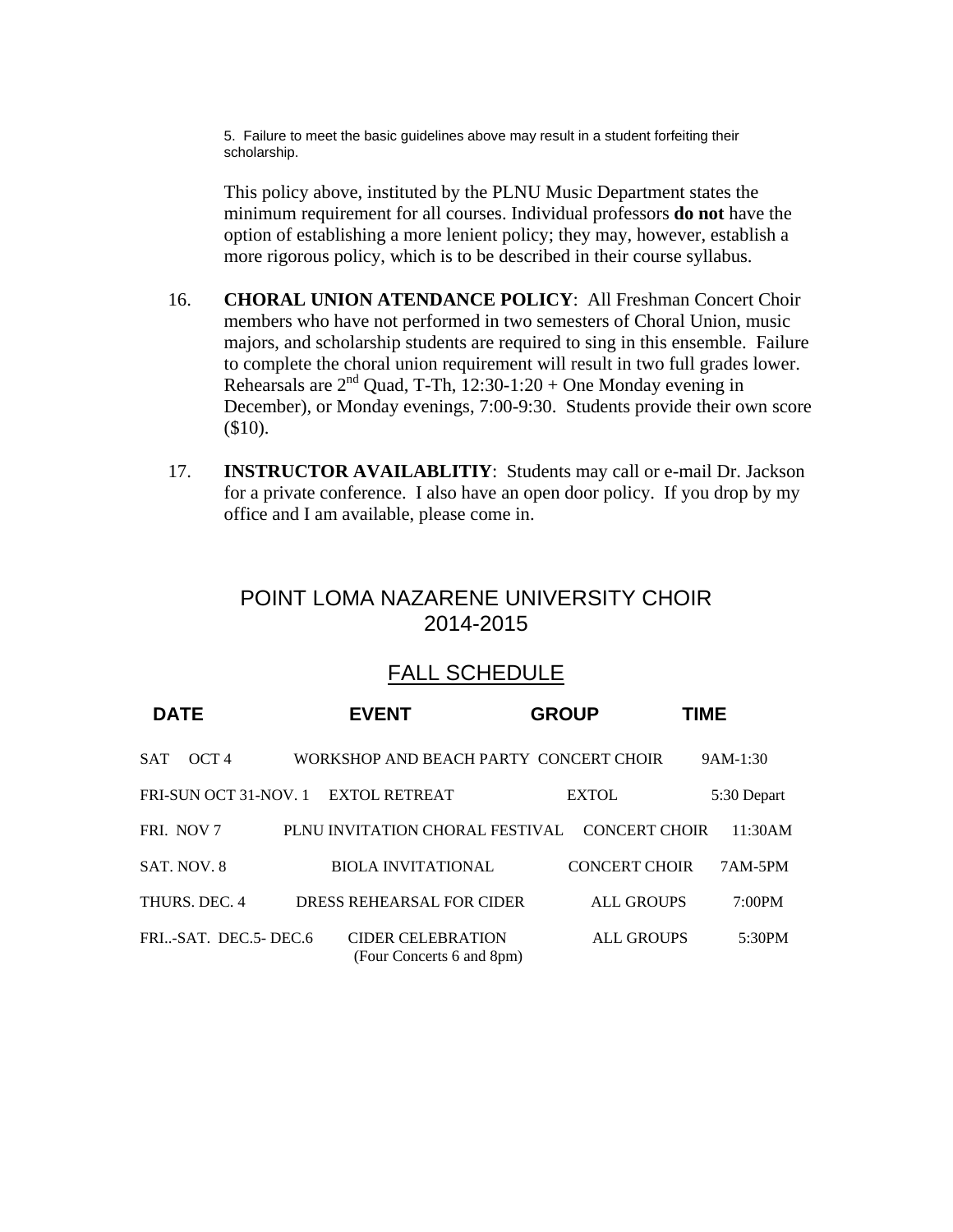5. Failure to meet the basic guidelines above may result in a student forfeiting their scholarship.

This policy above, instituted by the PLNU Music Department states the minimum requirement for all courses. Individual professors **do not** have the option of establishing a more lenient policy; they may, however, establish a more rigorous policy, which is to be described in their course syllabus.

16. **CHORAL UNION ATENDANCE POLICY**: All Freshman Concert Choir members who have not performed in two semesters of Choral Union, music majors, and scholarship students are required to sing in this ensemble. Failure to complete the choral union requirement will result in two full grades lower. Rehearsals are 2nd Quad, T-Th, 12:30-1:20 + One Monday evening in December), or Monday evenings, 7:00-9:30. Students provide their own score ($10).

17. **INSTRUCTOR AVAILABLITIY**: Students may call or e-mail Dr. Jackson for a private conference. I also have an open door policy. If you drop by my office and I am available, please come in.

## POINT LOMA NAZARENE UNIVERSITY CHOIR 2014-2015

### FALL SCHEDULE

| DATE | EVENT | GROUP | TIME |
|---|---|---|---|
| SAT OCT 4 | WORKSHOP AND BEACH PARTY | CONCERT CHOIR | 9AM-1:30 |
| FRI-SUN OCT 31-NOV. 1 | EXTOL RETREAT | EXTOL | 5:30 Depart |
| FRI. NOV 7 | PLNU INVITATION CHORAL FESTIVAL | CONCERT CHOIR | 11:30AM |
| SAT. NOV. 8 | BIOLA INVITATIONAL | CONCERT CHOIR | 7AM-5PM |
| THURS. DEC. 4 | DRESS REHEARSAL FOR CIDER | ALL GROUPS | 7:00PM |
| FRI..-SAT. DEC.5- DEC.6 | CIDER CELEBRATION (Four Concerts 6 and 8pm) | ALL GROUPS | 5:30PM |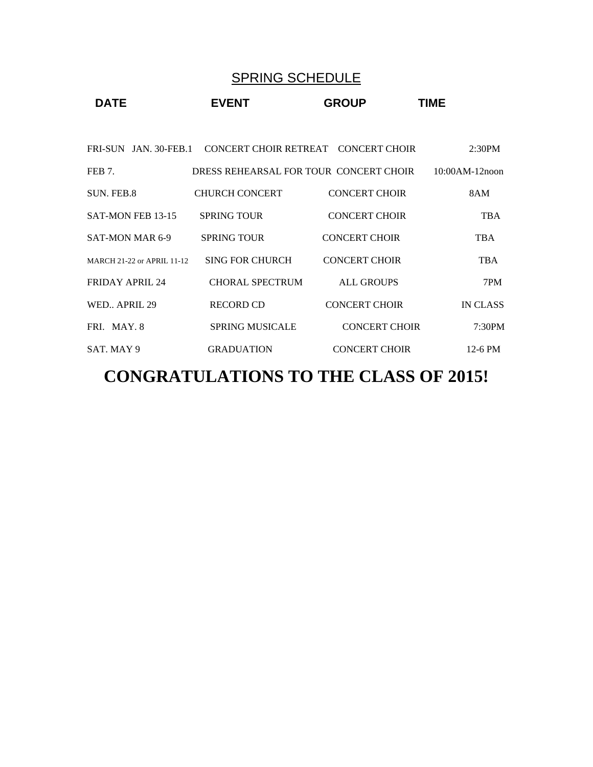## SPRING SCHEDULE

| DATE | EVENT | GROUP | TIME |
|---|---|---|---|
| FRI-SUN JAN. 30-FEB.1 | CONCERT CHOIR RETREAT | CONCERT CHOIR | 2:30PM |
| FEB 7. | DRESS REHEARSAL FOR TOUR | CONCERT CHOIR | 10:00AM-12noon |
| SUN. FEB.8 | CHURCH CONCERT | CONCERT CHOIR | 8AM |
| SAT-MON FEB 13-15 | SPRING TOUR | CONCERT CHOIR | TBA |
| SAT-MON MAR 6-9 | SPRING TOUR | CONCERT CHOIR | TBA |
| MARCH 21-22 or APRIL 11-12 | SING FOR CHURCH | CONCERT CHOIR | TBA |
| FRIDAY APRIL 24 | CHORAL SPECTRUM | ALL GROUPS | 7PM |
| WED.. APRIL 29 | RECORD CD | CONCERT CHOIR | IN CLASS |
| FRI. MAY. 8 | SPRING MUSICALE | CONCERT CHOIR | 7:30PM |
| SAT. MAY 9 | GRADUATION | CONCERT CHOIR | 12-6 PM |

# CONGRATULATIONS TO THE CLASS OF 2015!